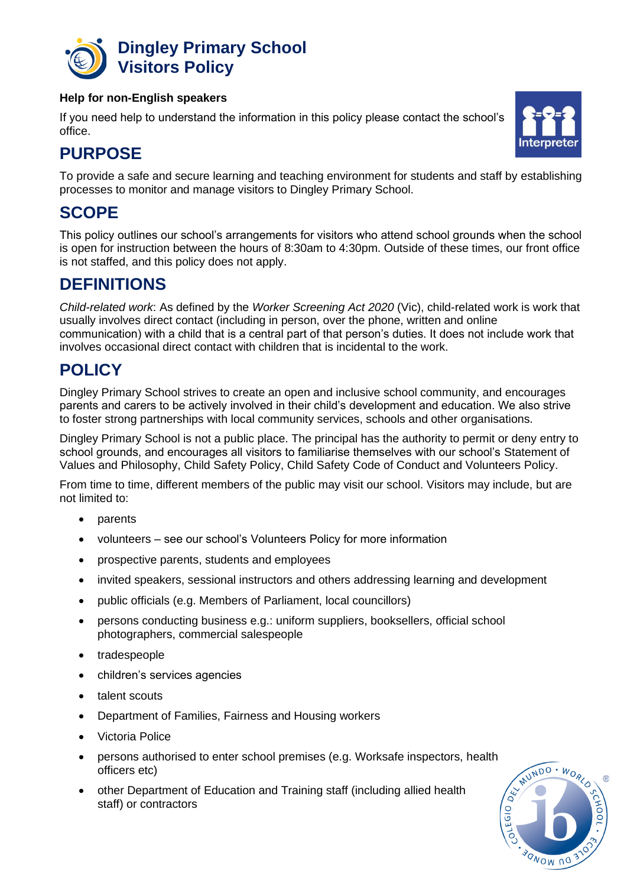# Dingley Primary School Visitors Policy

**Help for non-English speakers**

If you need help to understand the information in this policy please contact the school's office.

## PURPOSE

To provide a safe and secure learning and teaching environment for students and staff by establishing processes to monitor and manage visitors to Dingley Primary School.

## SCOPE

This policy outlines our school's arrangements for visitors who attend school grounds when the school is open for instruction between the hours of 8:30am to 4:30pm. Outside of these times, our front office is not staffed, and this policy does not apply.

## DEFINITIONS

*Child-related work*: As defined by the *Worker Screening Act 2020* (Vic), child-related work is work that usually involves direct contact (including in person, over the phone, written and online communication) with a child that is a central part of that person's duties. It does not include work that involves occasional direct contact with children that is incidental to the work.

## POLICY

Dingley Primary School strives to create an open and inclusive school community, and encourages parents and carers to be actively involved in their child's development and education. We also strive to foster strong partnerships with local community services, schools and other organisations.

Dingley Primary School is not a public place. The principal has the authority to permit or deny entry to school grounds, and encourages all visitors to familiarise themselves with our school's Statement of Values and Philosophy, Child Safety Policy, Child Safety Code of Conduct and Volunteers Policy.

From time to time, different members of the public may visit our school. Visitors may include, but are not limited to:

- parents
- volunteers – see our school's Volunteers Policy for more information
- prospective parents, students and employees
- invited speakers, sessional instructors and others addressing learning and development
- public officials (e.g. Members of Parliament, local councillors)
- persons conducting business e.g.: uniform suppliers, booksellers, official school photographers, commercial salespeople
- tradespeople
- children's services agencies
- talent scouts
- Department of Families, Fairness and Housing workers
- Victoria Police
- persons authorised to enter school premises (e.g. Worksafe inspectors, health officers etc)
- other Department of Education and Training staff (including allied health staff) or contractors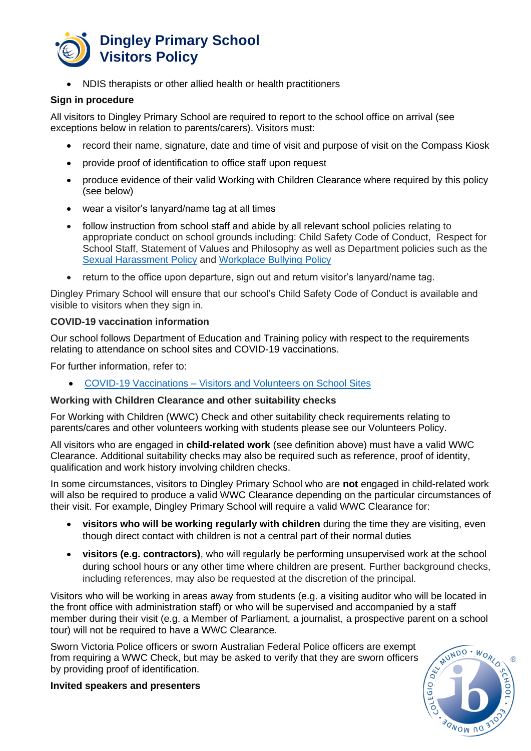- NDIS therapists or other allied health or health practitioners

**Sign in procedure**

All visitors to Dingley Primary School are required to report to the school office on arrival (see exceptions below in relation to parents/carers). Visitors must:

- record their name, signature, date and time of visit and purpose of visit on the Compass Kiosk
- provide proof of identification to office staff upon request
- produce evidence of their valid Working with Children Clearance where required by this policy (see below)
- wear a visitor's lanyard/name tag at all times
- follow instruction from school staff and abide by all relevant school policies relating to appropriate conduct on school grounds including: Child Safety Code of Conduct, Respect for School Staff, Statement of Values and Philosophy as well as Department policies such as the Sexual Harassment Policy and Workplace Bullying Policy
- return to the office upon departure, sign out and return visitor's lanyard/name tag.

Dingley Primary School will ensure that our school's Child Safety Code of Conduct is available and visible to visitors when they sign in.

**COVID-19 vaccination information**

Our school follows Department of Education and Training policy with respect to the requirements relating to attendance on school sites and COVID-19 vaccinations.

For further information, refer to:

- COVID-19 Vaccinations – Visitors and Volunteers on School Sites

**Working with Children Clearance and other suitability checks**

For Working with Children (WWC) Check and other suitability check requirements relating to parents/cares and other volunteers working with students please see our Volunteers Policy.

All visitors who are engaged in **child-related work** (see definition above) must have a valid WWC Clearance. Additional suitability checks may also be required such as reference, proof of identity, qualification and work history involving children checks.

In some circumstances, visitors to Dingley Primary School who are **not** engaged in child-related work will also be required to produce a valid WWC Clearance depending on the particular circumstances of their visit. For example, Dingley Primary School will require a valid WWC Clearance for:

- **visitors who will be working regularly with children** during the time they are visiting, even though direct contact with children is not a central part of their normal duties
- **visitors (e.g. contractors)**, who will regularly be performing unsupervised work at the school during school hours or any other time where children are present. Further background checks, including references, may also be requested at the discretion of the principal.

Visitors who will be working in areas away from students (e.g. a visiting auditor who will be located in the front office with administration staff) or who will be supervised and accompanied by a staff member during their visit (e.g. a Member of Parliament, a journalist, a prospective parent on a school tour) will not be required to have a WWC Clearance.

Sworn Victoria Police officers or sworn Australian Federal Police officers are exempt from requiring a WWC Check, but may be asked to verify that they are sworn officers by providing proof of identification.

**Invited speakers and presenters**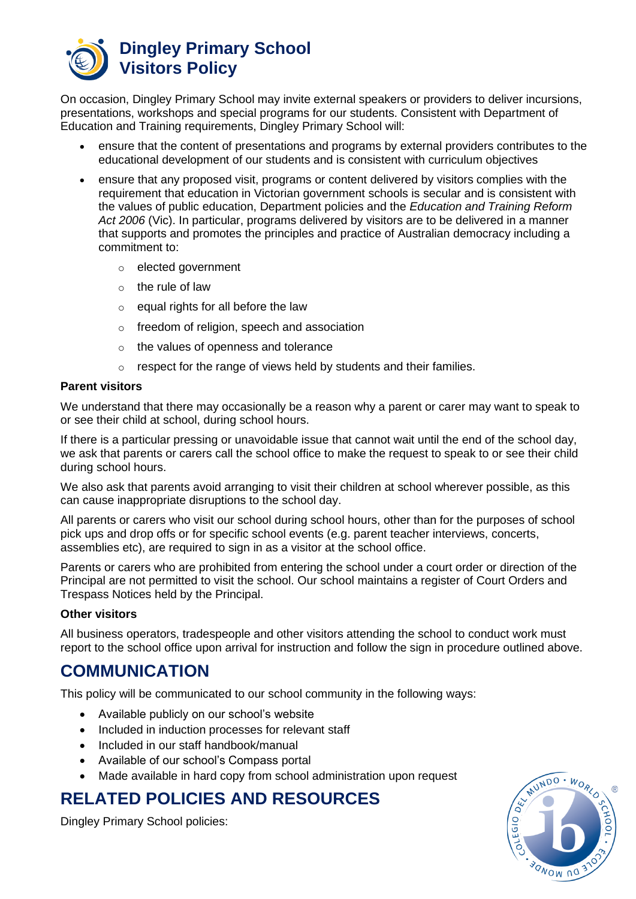# Dingley Primary School
# Visitors Policy

On occasion, Dingley Primary School may invite external speakers or providers to deliver incursions, presentations, workshops and special programs for our students. Consistent with Department of Education and Training requirements, Dingley Primary School will:

- ensure that the content of presentations and programs by external providers contributes to the educational development of our students and is consistent with curriculum objectives
- ensure that any proposed visit, programs or content delivered by visitors complies with the requirement that education in Victorian government schools is secular and is consistent with the values of public education, Department policies and the *Education and Training Reform Act 2006* (Vic). In particular, programs delivered by visitors are to be delivered in a manner that supports and promotes the principles and practice of Australian democracy including a commitment to:
  - elected government
  - the rule of law
  - equal rights for all before the law
  - freedom of religion, speech and association
  - the values of openness and tolerance
  - respect for the range of views held by students and their families.

**Parent visitors**

We understand that there may occasionally be a reason why a parent or carer may want to speak to or see their child at school, during school hours.

If there is a particular pressing or unavoidable issue that cannot wait until the end of the school day, we ask that parents or carers call the school office to make the request to speak to or see their child during school hours.

We also ask that parents avoid arranging to visit their children at school wherever possible, as this can cause inappropriate disruptions to the school day.

All parents or carers who visit our school during school hours, other than for the purposes of school pick ups and drop offs or for specific school events (e.g. parent teacher interviews, concerts, assemblies etc), are required to sign in as a visitor at the school office.

Parents or carers who are prohibited from entering the school under a court order or direction of the Principal are not permitted to visit the school. Our school maintains a register of Court Orders and Trespass Notices held by the Principal.

**Other visitors**

All business operators, tradespeople and other visitors attending the school to conduct work must report to the school office upon arrival for instruction and follow the sign in procedure outlined above.

## COMMUNICATION

This policy will be communicated to our school community in the following ways:

- Available publicly on our school's website
- Included in induction processes for relevant staff
- Included in our staff handbook/manual
- Available of our school's Compass portal
- Made available in hard copy from school administration upon request

## RELATED POLICIES AND RESOURCES

Dingley Primary School policies: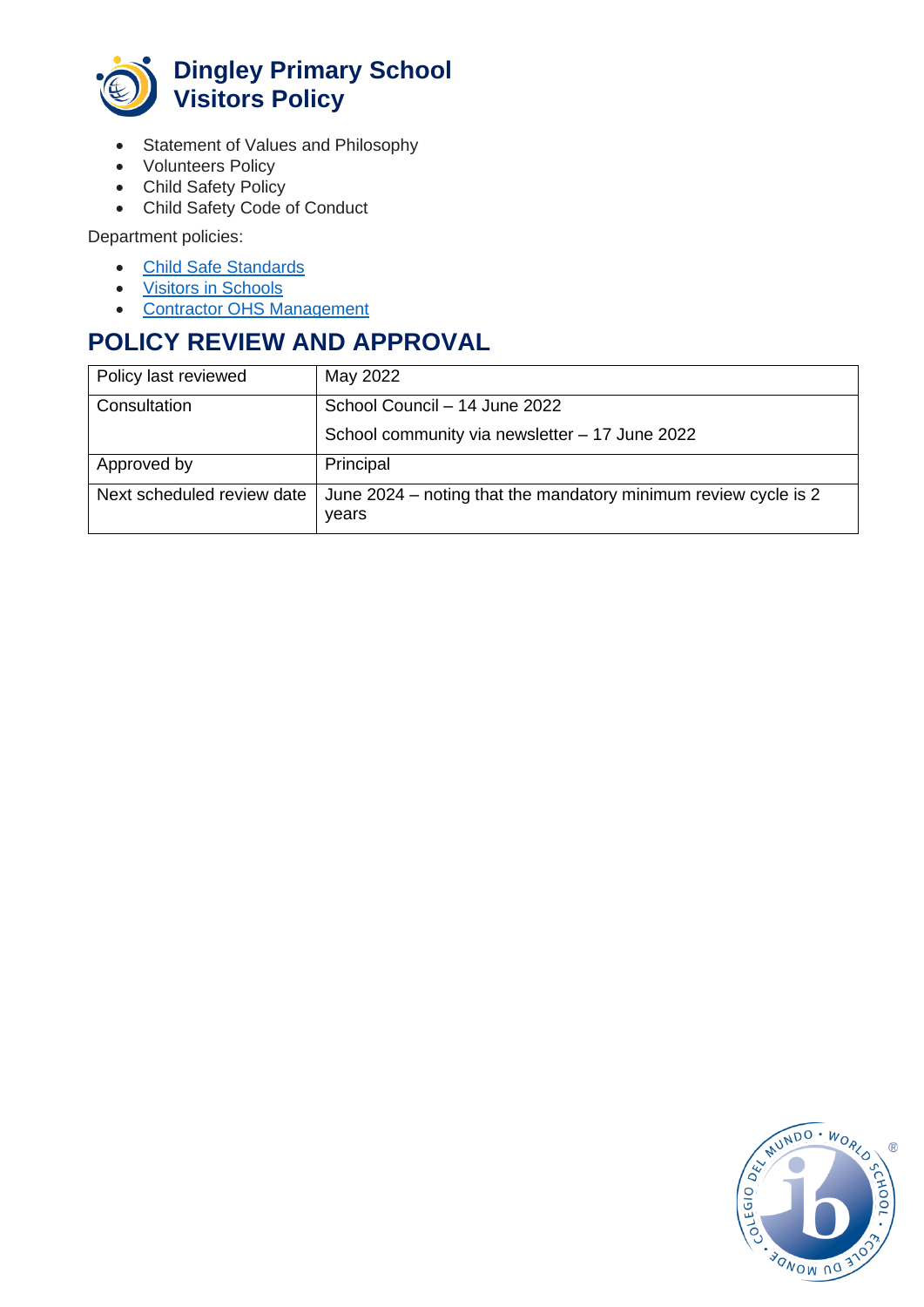# Dingley Primary School Visitors Policy

- Statement of Values and Philosophy
- Volunteers Policy
- Child Safety Policy
- Child Safety Code of Conduct

Department policies:

- [Child Safe Standards]
- [Visitors in Schools]
- [Contractor OHS Management]

## POLICY REVIEW AND APPROVAL

| | |
|---|---|
| Policy last reviewed | May 2022 |
| Consultation | School Council – 14 June 2022<br>School community via newsletter – 17 June 2022 |
| Approved by | Principal |
| Next scheduled review date | June 2024 – noting that the mandatory minimum review cycle is 2 years |